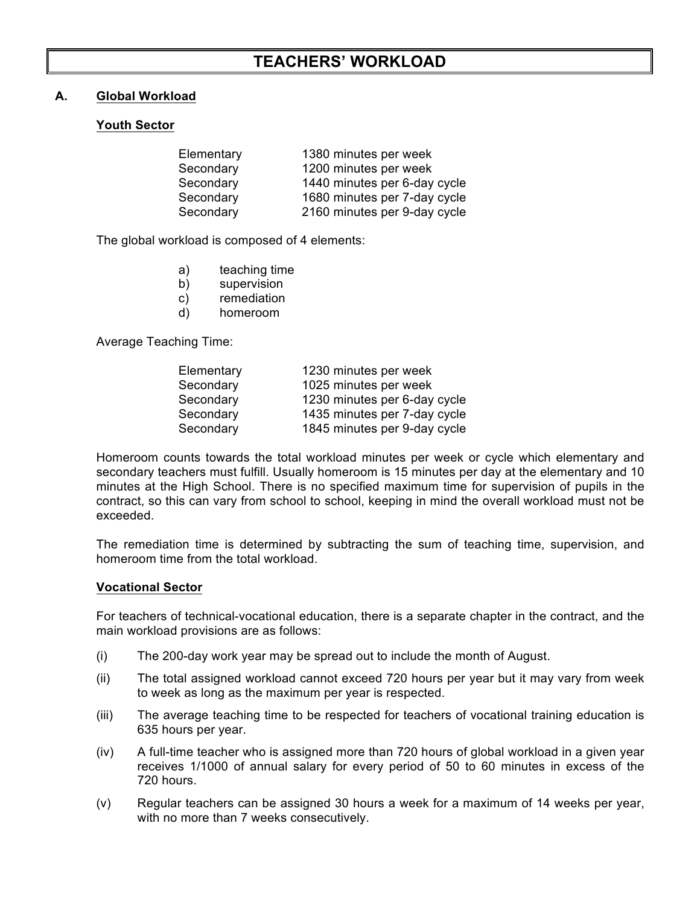# TEACHERS' WORKLOAD

## A. Global Workload

### Youth Sector

| | |
|---|---|
| Elementary | 1380 minutes per week |
| Secondary | 1200 minutes per week |
| Secondary | 1440 minutes per 6-day cycle |
| Secondary | 1680 minutes per 7-day cycle |
| Secondary | 2160 minutes per 9-day cycle |

The global workload is composed of 4 elements:

a) teaching time
b) supervision
c) remediation
d) homeroom

Average Teaching Time:

| | |
|---|---|
| Elementary | 1230 minutes per week |
| Secondary | 1025 minutes per week |
| Secondary | 1230 minutes per 6-day cycle |
| Secondary | 1435 minutes per 7-day cycle |
| Secondary | 1845 minutes per 9-day cycle |

Homeroom counts towards the total workload minutes per week or cycle which elementary and secondary teachers must fulfill. Usually homeroom is 15 minutes per day at the elementary and 10 minutes at the High School. There is no specified maximum time for supervision of pupils in the contract, so this can vary from school to school, keeping in mind the overall workload must not be exceeded.

The remediation time is determined by subtracting the sum of teaching time, supervision, and homeroom time from the total workload.

### Vocational Sector

For teachers of technical-vocational education, there is a separate chapter in the contract, and the main workload provisions are as follows:

(i) The 200-day work year may be spread out to include the month of August.

(ii) The total assigned workload cannot exceed 720 hours per year but it may vary from week to week as long as the maximum per year is respected.

(iii) The average teaching time to be respected for teachers of vocational training education is 635 hours per year.

(iv) A full-time teacher who is assigned more than 720 hours of global workload in a given year receives 1/1000 of annual salary for every period of 50 to 60 minutes in excess of the 720 hours.

(v) Regular teachers can be assigned 30 hours a week for a maximum of 14 weeks per year, with no more than 7 weeks consecutively.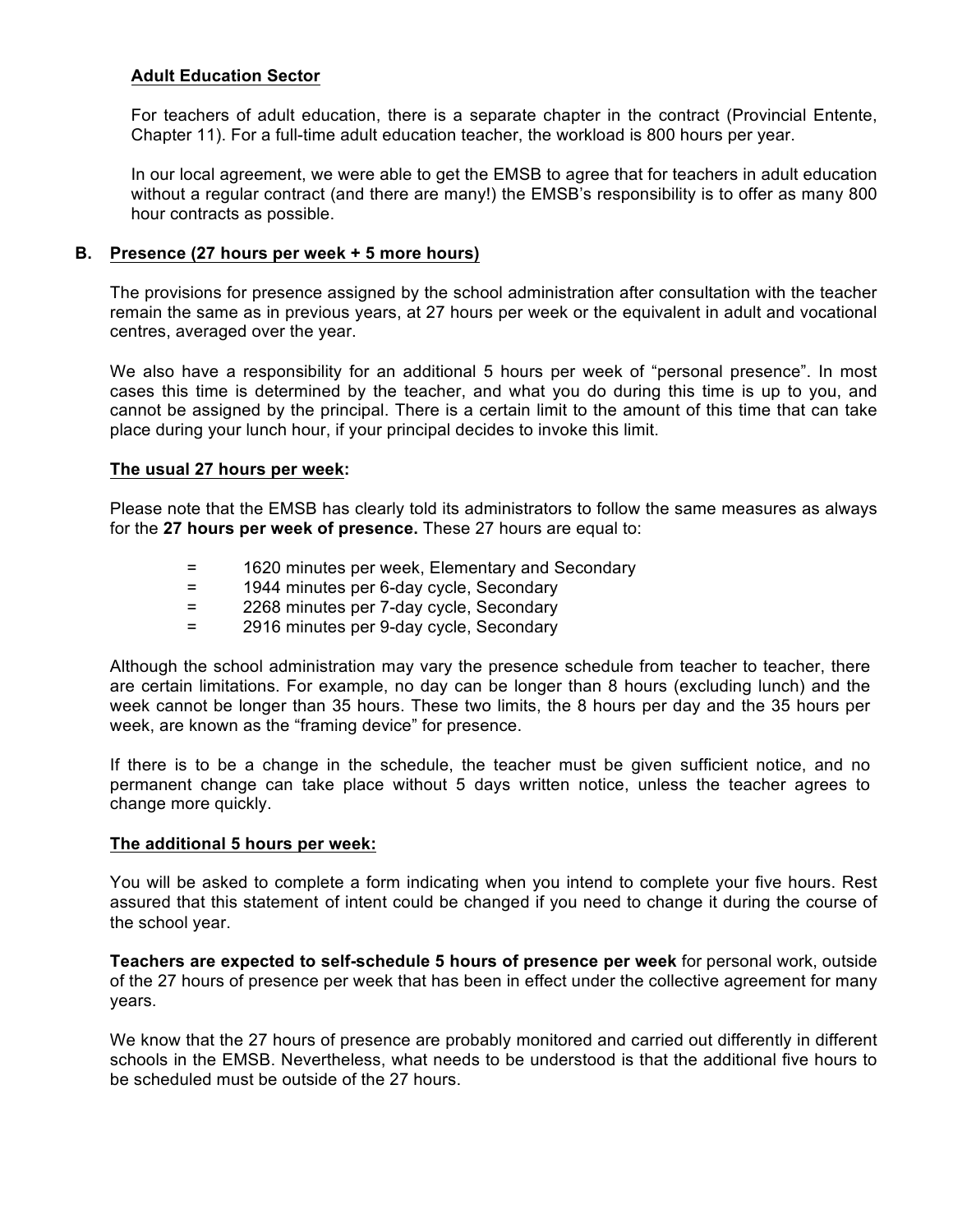**Adult Education Sector**

For teachers of adult education, there is a separate chapter in the contract (Provincial Entente, Chapter 11). For a full-time adult education teacher, the workload is 800 hours per year.

In our local agreement, we were able to get the EMSB to agree that for teachers in adult education without a regular contract (and there are many!) the EMSB's responsibility is to offer as many 800 hour contracts as possible.

## B. Presence (27 hours per week + 5 more hours)

The provisions for presence assigned by the school administration after consultation with the teacher remain the same as in previous years, at 27 hours per week or the equivalent in adult and vocational centres, averaged over the year.

We also have a responsibility for an additional 5 hours per week of "personal presence". In most cases this time is determined by the teacher, and what you do during this time is up to you, and cannot be assigned by the principal. There is a certain limit to the amount of this time that can take place during your lunch hour, if your principal decides to invoke this limit.

**The usual 27 hours per week:**

Please note that the EMSB has clearly told its administrators to follow the same measures as always for the **27 hours per week of presence.** These 27 hours are equal to:

= 1620 minutes per week, Elementary and Secondary
= 1944 minutes per 6-day cycle, Secondary
= 2268 minutes per 7-day cycle, Secondary
= 2916 minutes per 9-day cycle, Secondary

Although the school administration may vary the presence schedule from teacher to teacher, there are certain limitations. For example, no day can be longer than 8 hours (excluding lunch) and the week cannot be longer than 35 hours. These two limits, the 8 hours per day and the 35 hours per week, are known as the "framing device" for presence.

If there is to be a change in the schedule, the teacher must be given sufficient notice, and no permanent change can take place without 5 days written notice, unless the teacher agrees to change more quickly.

**The additional 5 hours per week:**

You will be asked to complete a form indicating when you intend to complete your five hours. Rest assured that this statement of intent could be changed if you need to change it during the course of the school year.

**Teachers are expected to self-schedule 5 hours of presence per week** for personal work, outside of the 27 hours of presence per week that has been in effect under the collective agreement for many years.

We know that the 27 hours of presence are probably monitored and carried out differently in different schools in the EMSB. Nevertheless, what needs to be understood is that the additional five hours to be scheduled must be outside of the 27 hours.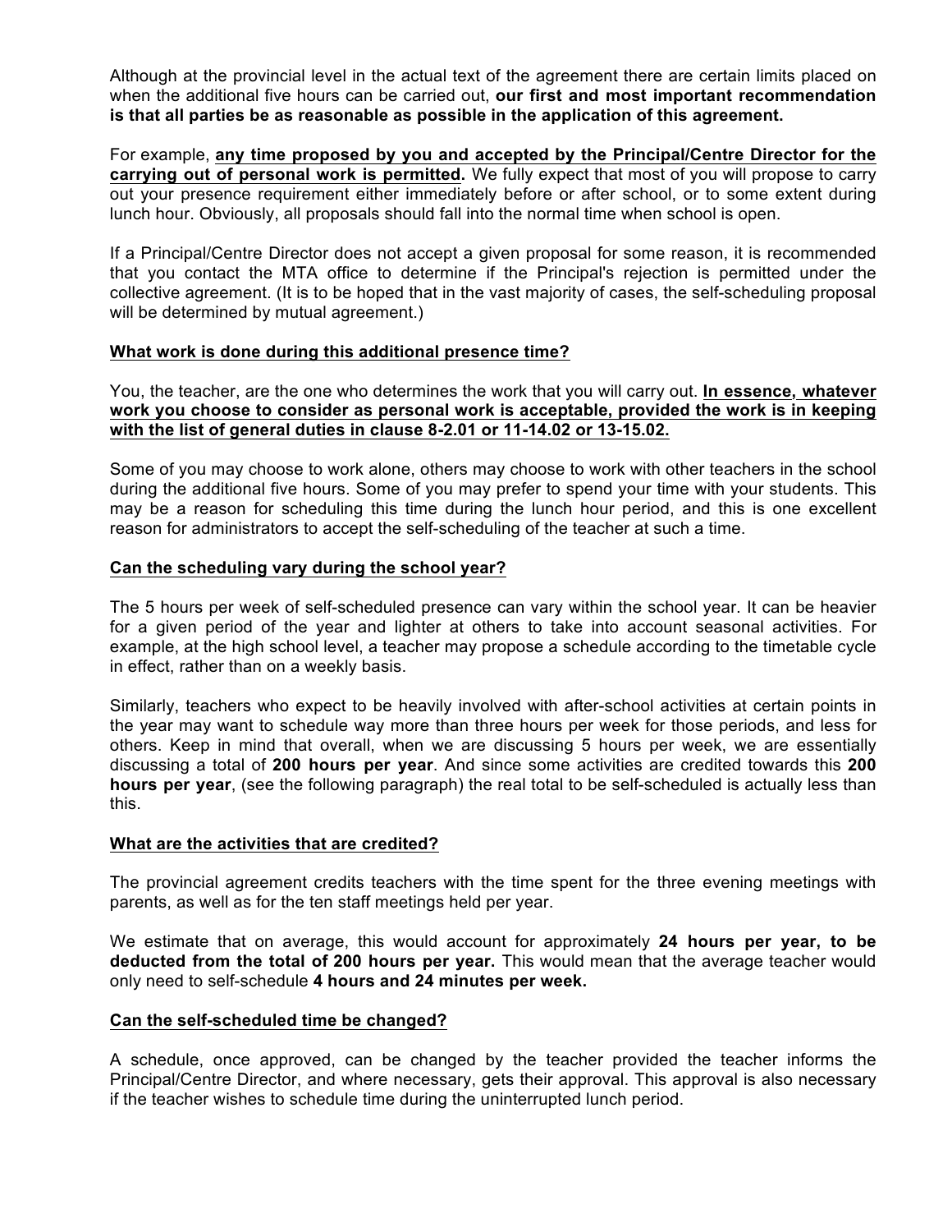Although at the provincial level in the actual text of the agreement there are certain limits placed on when the additional five hours can be carried out, **our first and most important recommendation is that all parties be as reasonable as possible in the application of this agreement.**

For example, **<u>any time proposed by you and accepted by the Principal/Centre Director for the carrying out of personal work is permitted</u>.** We fully expect that most of you will propose to carry out your presence requirement either immediately before or after school, or to some extent during lunch hour. Obviously, all proposals should fall into the normal time when school is open.

If a Principal/Centre Director does not accept a given proposal for some reason, it is recommended that you contact the MTA office to determine if the Principal's rejection is permitted under the collective agreement. (It is to be hoped that in the vast majority of cases, the self-scheduling proposal will be determined by mutual agreement.)

### <u>What work is done during this additional presence time?</u>

You, the teacher, are the one who determines the work that you will carry out. **<u>In essence, whatever work you choose to consider as personal work is acceptable, provided the work is in keeping with the list of general duties in clause 8-2.01 or 11-14.02 or 13-15.02.</u>**

Some of you may choose to work alone, others may choose to work with other teachers in the school during the additional five hours. Some of you may prefer to spend your time with your students. This may be a reason for scheduling this time during the lunch hour period, and this is one excellent reason for administrators to accept the self-scheduling of the teacher at such a time.

### <u>Can the scheduling vary during the school year?</u>

The 5 hours per week of self-scheduled presence can vary within the school year. It can be heavier for a given period of the year and lighter at others to take into account seasonal activities. For example, at the high school level, a teacher may propose a schedule according to the timetable cycle in effect, rather than on a weekly basis.

Similarly, teachers who expect to be heavily involved with after-school activities at certain points in the year may want to schedule way more than three hours per week for those periods, and less for others. Keep in mind that overall, when we are discussing 5 hours per week, we are essentially discussing a total of **200 hours per year**. And since some activities are credited towards this **200 hours per year**, (see the following paragraph) the real total to be self-scheduled is actually less than this.

### <u>What are the activities that are credited?</u>

The provincial agreement credits teachers with the time spent for the three evening meetings with parents, as well as for the ten staff meetings held per year.

We estimate that on average, this would account for approximately **24 hours per year, to be deducted from the total of 200 hours per year.** This would mean that the average teacher would only need to self-schedule **4 hours and 24 minutes per week.**

### <u>Can the self-scheduled time be changed?</u>

A schedule, once approved, can be changed by the teacher provided the teacher informs the Principal/Centre Director, and where necessary, gets their approval. This approval is also necessary if the teacher wishes to schedule time during the uninterrupted lunch period.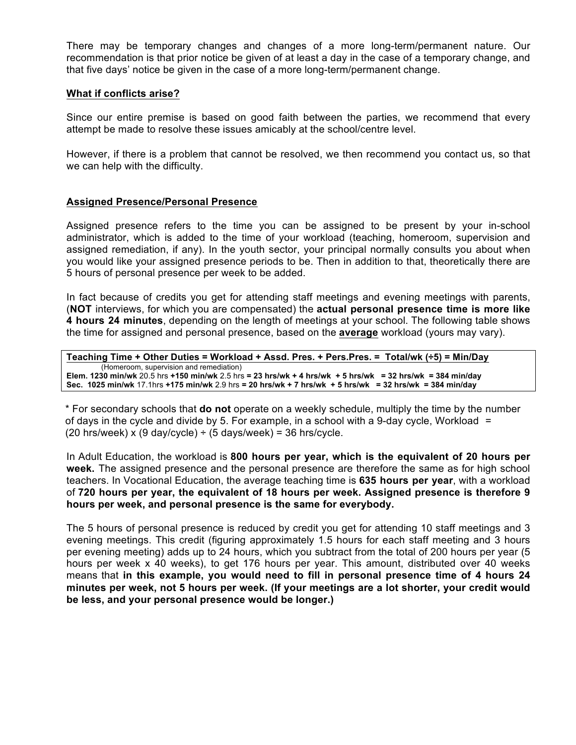There may be temporary changes and changes of a more long-term/permanent nature. Our recommendation is that prior notice be given of at least a day in the case of a temporary change, and that five days' notice be given in the case of a more long-term/permanent change.

## What if conflicts arise?

Since our entire premise is based on good faith between the parties, we recommend that every attempt be made to resolve these issues amicably at the school/centre level.

However, if there is a problem that cannot be resolved, we then recommend you contact us, so that we can help with the difficulty.

## Assigned Presence/Personal Presence

Assigned presence refers to the time you can be assigned to be present by your in-school administrator, which is added to the time of your workload (teaching, homeroom, supervision and assigned remediation, if any). In the youth sector, your principal normally consults you about when you would like your assigned presence periods to be. Then in addition to that, theoretically there are 5 hours of personal presence per week to be added.

In fact because of credits you get for attending staff meetings and evening meetings with parents, (**NOT** interviews, for which you are compensated) the **actual personal presence time is more like 4 hours 24 minutes**, depending on the length of meetings at your school. The following table shows the time for assigned and personal presence, based on the **average** workload (yours may vary).

| | Teaching Time | + Other Duties (Homeroom, supervision and remediation) | = Workload | + Assd. Pres. | + Pers.Pres. | = Total/wk (÷5) | = Min/Day |
|---|---|---|---|---|---|---|---|
| Elem. | 1230 min/wk 20.5 hrs | +150 min/wk 2.5 hrs | = 23 hrs/wk | + 4 hrs/wk | + 5 hrs/wk | = 32 hrs/wk | = 384 min/day |
| Sec. | 1025 min/wk 17.1hrs | +175 min/wk 2.9 hrs | = 20 hrs/wk | + 7 hrs/wk | + 5 hrs/wk | = 32 hrs/wk | = 384 min/day |

\* For secondary schools that **do not** operate on a weekly schedule, multiply the time by the number of days in the cycle and divide by 5. For example, in a school with a 9-day cycle, Workload = (20 hrs/week) x (9 day/cycle) ÷ (5 days/week) = 36 hrs/cycle.

In Adult Education, the workload is **800 hours per year, which is the equivalent of 20 hours per week.** The assigned presence and the personal presence are therefore the same as for high school teachers. In Vocational Education, the average teaching time is **635 hours per year**, with a workload of **720 hours per year, the equivalent of 18 hours per week. Assigned presence is therefore 9 hours per week, and personal presence is the same for everybody.**

The 5 hours of personal presence is reduced by credit you get for attending 10 staff meetings and 3 evening meetings. This credit (figuring approximately 1.5 hours for each staff meeting and 3 hours per evening meeting) adds up to 24 hours, which you subtract from the total of 200 hours per year (5 hours per week x 40 weeks), to get 176 hours per year. This amount, distributed over 40 weeks means that **in this example, you would need to fill in personal presence time of 4 hours 24 minutes per week, not 5 hours per week. (If your meetings are a lot shorter, your credit would be less, and your personal presence would be longer.)**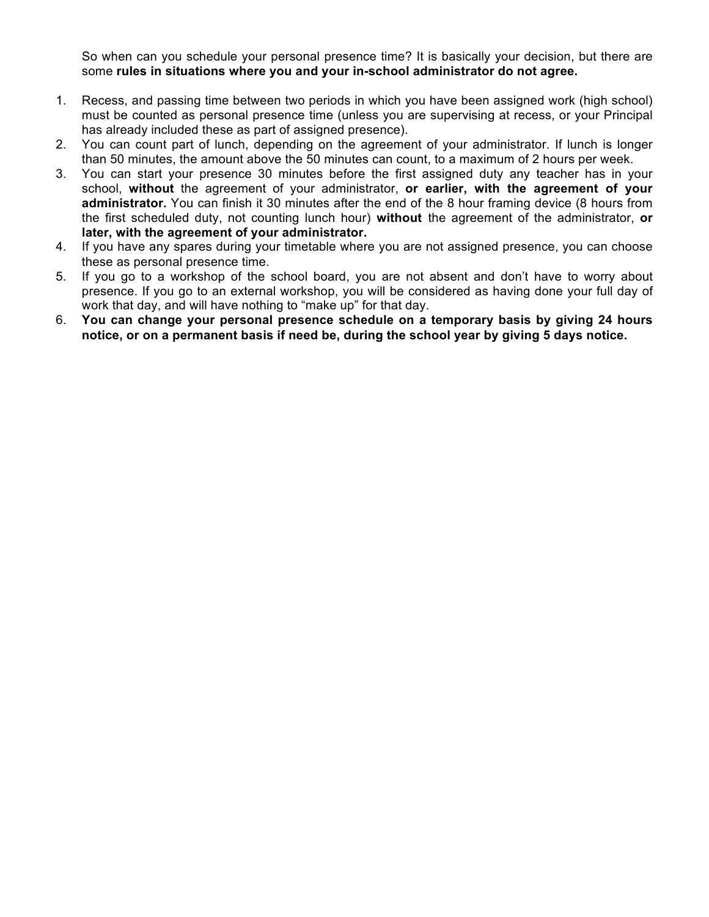So when can you schedule your personal presence time? It is basically your decision, but there are some **rules in situations where you and your in-school administrator do not agree.**

1. Recess, and passing time between two periods in which you have been assigned work (high school) must be counted as personal presence time (unless you are supervising at recess, or your Principal has already included these as part of assigned presence).
2. You can count part of lunch, depending on the agreement of your administrator. If lunch is longer than 50 minutes, the amount above the 50 minutes can count, to a maximum of 2 hours per week.
3. You can start your presence 30 minutes before the first assigned duty any teacher has in your school, **without** the agreement of your administrator, **or earlier, with the agreement of your administrator.** You can finish it 30 minutes after the end of the 8 hour framing device (8 hours from the first scheduled duty, not counting lunch hour) **without** the agreement of the administrator, **or later, with the agreement of your administrator.**
4. If you have any spares during your timetable where you are not assigned presence, you can choose these as personal presence time.
5. If you go to a workshop of the school board, you are not absent and don't have to worry about presence. If you go to an external workshop, you will be considered as having done your full day of work that day, and will have nothing to "make up" for that day.
6. **You can change your personal presence schedule on a temporary basis by giving 24 hours notice, or on a permanent basis if need be, during the school year by giving 5 days notice.**